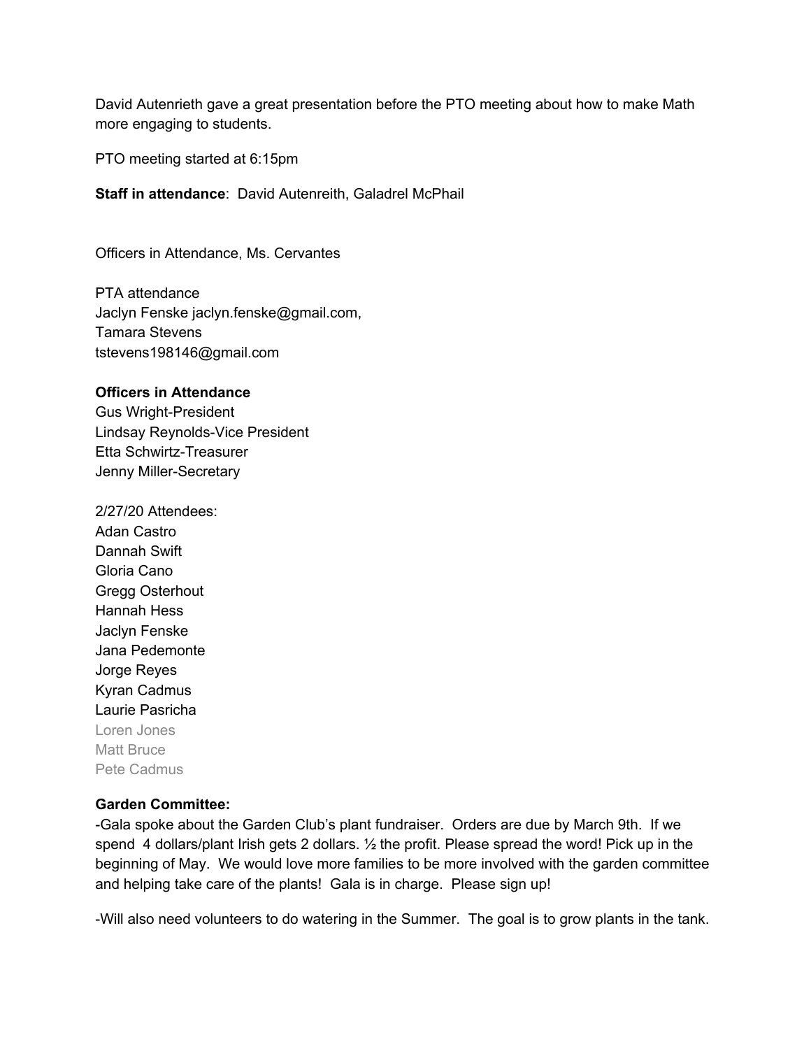David Autenrieth gave a great presentation before the PTO meeting about how to make Math more engaging to students.

PTO meeting started at 6:15pm

**Staff in attendance**: David Autenreith, Galadrel McPhail

Officers in Attendance, Ms. Cervantes

PTA attendance
Jaclyn Fenske jaclyn.fenske@gmail.com,
Tamara Stevens
tstevens198146@gmail.com

**Officers in Attendance**
Gus Wright-President
Lindsay Reynolds-Vice President
Etta Schwirtz-Treasurer
Jenny Miller-Secretary

2/27/20 Attendees:
Adan Castro
Dannah Swift
Gloria Cano
Gregg Osterhout
Hannah Hess
Jaclyn Fenske
Jana Pedemonte
Jorge Reyes
Kyran Cadmus
Laurie Pasricha
Loren Jones
Matt Bruce
Pete Cadmus

**Garden Committee:**
-Gala spoke about the Garden Club's plant fundraiser. Orders are due by March 9th. If we spend 4 dollars/plant Irish gets 2 dollars. ½ the profit. Please spread the word! Pick up in the beginning of May. We would love more families to be more involved with the garden committee and helping take care of the plants! Gala is in charge. Please sign up!

-Will also need volunteers to do watering in the Summer. The goal is to grow plants in the tank.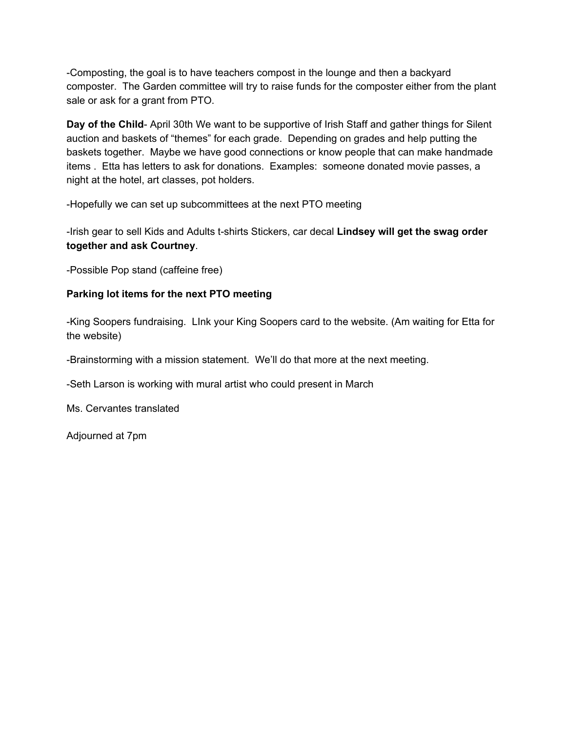-Composting, the goal is to have teachers compost in the lounge and then a backyard composter. The Garden committee will try to raise funds for the composter either from the plant sale or ask for a grant from PTO.

**Day of the Child**- April 30th We want to be supportive of Irish Staff and gather things for Silent auction and baskets of "themes" for each grade. Depending on grades and help putting the baskets together. Maybe we have good connections or know people that can make handmade items . Etta has letters to ask for donations. Examples: someone donated movie passes, a night at the hotel, art classes, pot holders.

-Hopefully we can set up subcommittees at the next PTO meeting

-Irish gear to sell Kids and Adults t-shirts Stickers, car decal **Lindsey will get the swag order together and ask Courtney**.

-Possible Pop stand (caffeine free)

**Parking lot items for the next PTO meeting**

-King Soopers fundraising. LInk your King Soopers card to the website. (Am waiting for Etta for the website)

-Brainstorming with a mission statement. We'll do that more at the next meeting.

-Seth Larson is working with mural artist who could present in March

Ms. Cervantes translated

Adjourned at 7pm